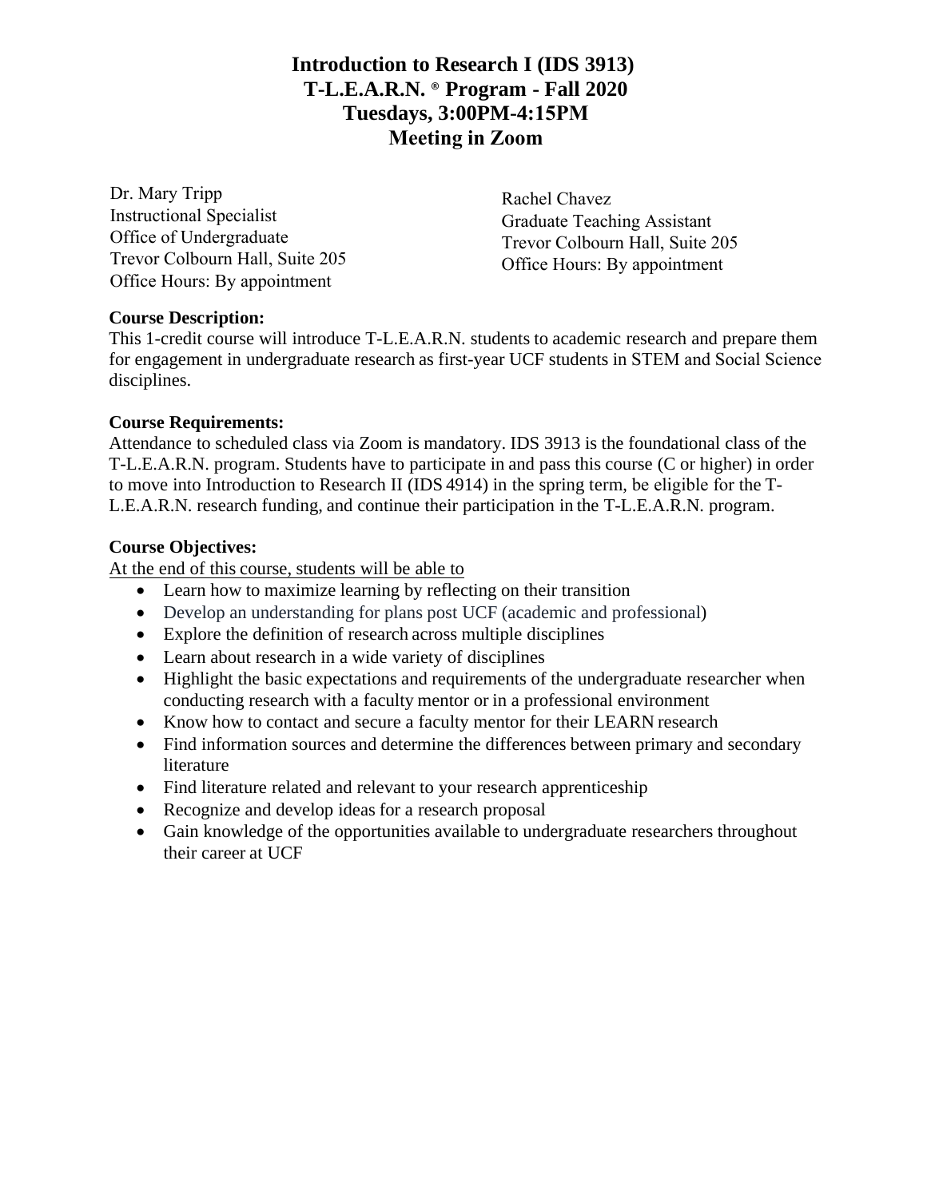# Introduction to Research I (IDS 3913)
# T-L.E.A.R.N. ® Program - Fall 2020
# Tuesdays, 3:00PM-4:15PM
# Meeting in Zoom

Dr. Mary Tripp
Instructional Specialist
Office of Undergraduate
Trevor Colbourn Hall, Suite 205
Office Hours: By appointment

Rachel Chavez
Graduate Teaching Assistant
Trevor Colbourn Hall, Suite 205
Office Hours: By appointment

**Course Description:**
This 1-credit course will introduce T-L.E.A.R.N. students to academic research and prepare them for engagement in undergraduate research as first-year UCF students in STEM and Social Science disciplines.

**Course Requirements:**
Attendance to scheduled class via Zoom is mandatory. IDS 3913 is the foundational class of the T-L.E.A.R.N. program. Students have to participate in and pass this course (C or higher) in order to move into Introduction to Research II (IDS 4914) in the spring term, be eligible for the T-L.E.A.R.N. research funding, and continue their participation in the T-L.E.A.R.N. program.

**Course Objectives:**
At the end of this course, students will be able to

- Learn how to maximize learning by reflecting on their transition
- Develop an understanding for plans post UCF (academic and professional)
- Explore the definition of research across multiple disciplines
- Learn about research in a wide variety of disciplines
- Highlight the basic expectations and requirements of the undergraduate researcher when conducting research with a faculty mentor or in a professional environment
- Know how to contact and secure a faculty mentor for their LEARN research
- Find information sources and determine the differences between primary and secondary literature
- Find literature related and relevant to your research apprenticeship
- Recognize and develop ideas for a research proposal
- Gain knowledge of the opportunities available to undergraduate researchers throughout their career at UCF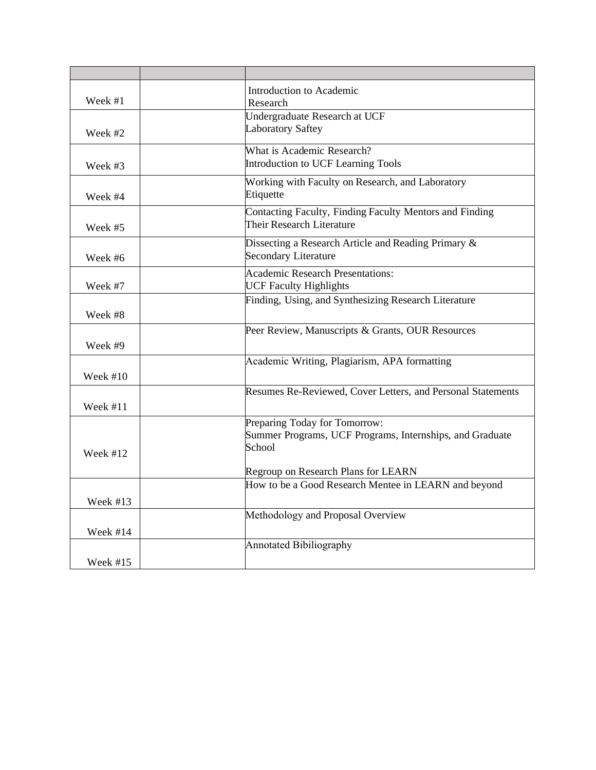| | | |
|---|---|---|
| Week #1 | | Introduction to Academic Research |
| Week #2 | | Undergraduate Research at UCF<br>Laboratory Saftey |
| Week #3 | | What is Academic Research?<br>Introduction to UCF Learning Tools |
| Week #4 | | Working with Faculty on Research, and Laboratory Etiquette |
| Week #5 | | Contacting Faculty, Finding Faculty Mentors and Finding Their Research Literature |
| Week #6 | | Dissecting a Research Article and Reading Primary & Secondary Literature |
| Week #7 | | Academic Research Presentations:<br>UCF Faculty Highlights |
| Week #8 | | Finding, Using, and Synthesizing Research Literature |
| Week #9 | | Peer Review, Manuscripts & Grants, OUR Resources |
| Week #10 | | Academic Writing, Plagiarism, APA formatting |
| Week #11 | | Resumes Re-Reviewed, Cover Letters, and Personal Statements |
| Week #12 | | Preparing Today for Tomorrow:<br>Summer Programs, UCF Programs, Internships, and Graduate School<br><br>Regroup on Research Plans for LEARN |
| Week #13 | | How to be a Good Research Mentee in LEARN and beyond |
| Week #14 | | Methodology and Proposal Overview |
| Week #15 | | Annotated Bibiliography |